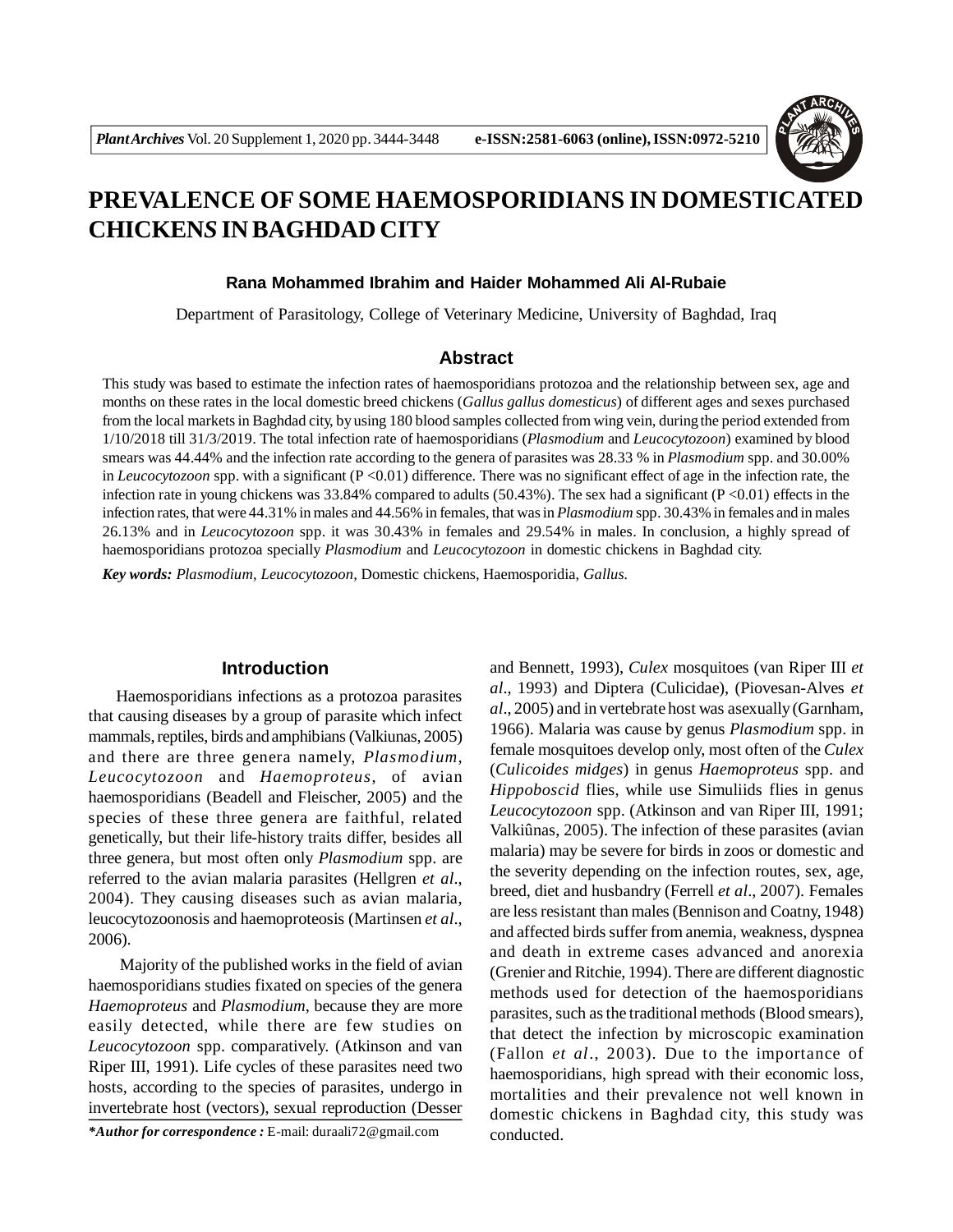# PREVALENCE OF SOME HAEMOSPORIDIANS IN DOMESTICATED CHICKENS IN BAGHDAD CITY

**Rana Mohammed Ibrahim and Haider Mohammed Ali Al-Rubaie**

Department of Parasitology, College of Veterinary Medicine, University of Baghdad, Iraq

## Abstract

This study was based to estimate the infection rates of haemosporidians protozoa and the relationship between sex, age and months on these rates in the local domestic breed chickens (*Gallus gallus domesticus*) of different ages and sexes purchased from the local markets in Baghdad city, by using 180 blood samples collected from wing vein, during the period extended from 1/10/2018 till 31/3/2019. The total infection rate of haemosporidians (*Plasmodium* and *Leucocytozoon*) examined by blood smears was 44.44% and the infection rate according to the genera of parasites was 28.33 % in *Plasmodium* spp. and 30.00% in *Leucocytozoon* spp. with a significant (P <0.01) difference. There was no significant effect of age in the infection rate, the infection rate in young chickens was 33.84% compared to adults (50.43%). The sex had a significant (P <0.01) effects in the infection rates, that were 44.31% in males and 44.56% in females, that was in *Plasmodium* spp. 30.43% in females and in males 26.13% and in *Leucocytozoon* spp. it was 30.43% in females and 29.54% in males. In conclusion, a highly spread of haemosporidians protozoa specially *Plasmodium* and *Leucocytozoon* in domestic chickens in Baghdad city.

***Key words:*** *Plasmodium*, *Leucocytozoon*, Domestic chickens, Haemosporidia, *Gallus.*

## Introduction

Haemosporidians infections as a protozoa parasites that causing diseases by a group of parasite which infect mammals, reptiles, birds and amphibians (Valkiunas, 2005) and there are three genera namely, *Plasmodium*, *Leucocytozoon* and *Haemoproteus*, of avian haemosporidians (Beadell and Fleischer, 2005) and the species of these three genera are faithful, related genetically, but their life-history traits differ, besides all three genera, but most often only *Plasmodium* spp. are referred to the avian malaria parasites (Hellgren *et al*., 2004). They causing diseases such as avian malaria, leucocytozoonosis and haemoproteosis (Martinsen *et al*., 2006).

Majority of the published works in the field of avian haemosporidians studies fixated on species of the genera *Haemoproteus* and *Plasmodium*, because they are more easily detected, while there are few studies on *Leucocytozoon* spp. comparatively. (Atkinson and van Riper III, 1991). Life cycles of these parasites need two hosts, according to the species of parasites, undergo in invertebrate host (vectors), sexual reproduction (Desser and Bennett, 1993), *Culex* mosquitoes (van Riper III *et al*., 1993) and Diptera (Culicidae), (Piovesan-Alves *et al*., 2005) and in vertebrate host was asexually (Garnham, 1966). Malaria was cause by genus *Plasmodium* spp. in female mosquitoes develop only, most often of the *Culex* (*Culicoides midges*) in genus *Haemoproteus* spp. and *Hippoboscid* flies, while use Simuliids flies in genus *Leucocytozoon* spp. (Atkinson and van Riper III, 1991; Valkiûnas, 2005). The infection of these parasites (avian malaria) may be severe for birds in zoos or domestic and the severity depending on the infection routes, sex, age, breed, diet and husbandry (Ferrell *et al*., 2007). Females are less resistant than males (Bennison and Coatny, 1948) and affected birds suffer from anemia, weakness, dyspnea and death in extreme cases advanced and anorexia (Grenier and Ritchie, 1994). There are different diagnostic methods used for detection of the haemosporidians parasites, such as the traditional methods (Blood smears), that detect the infection by microscopic examination (Fallon *et al*., 2003). Due to the importance of haemosporidians, high spread with their economic loss, mortalities and their prevalence not well known in domestic chickens in Baghdad city, this study was conducted.

***Author for correspondence :** E-mail: duraali72@gmail.com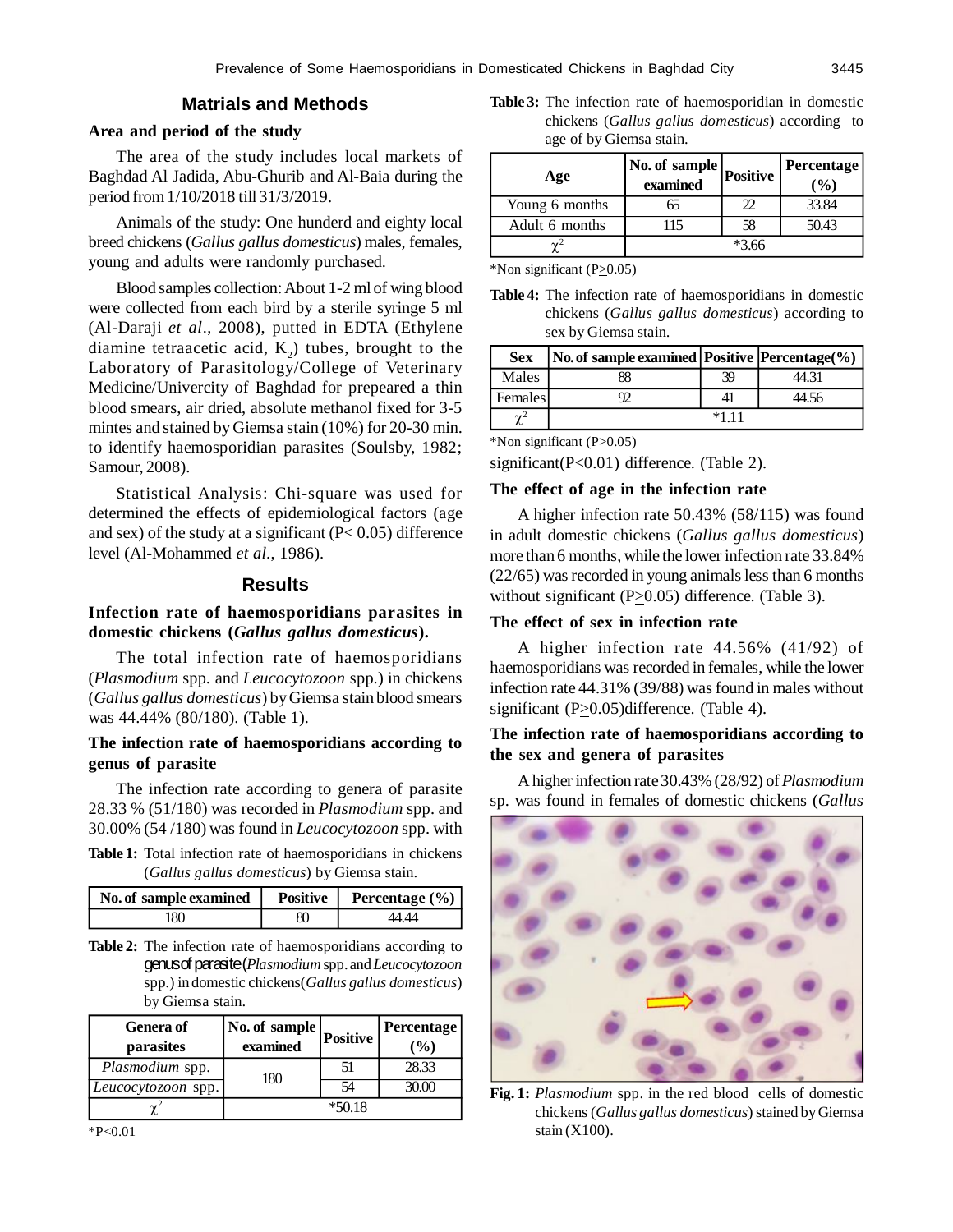## Matrials and Methods

### Area and period of the study

The area of the study includes local markets of Baghdad Al Jadida, Abu-Ghurib and Al-Baia during the period from 1/10/2018 till 31/3/2019.

Animals of the study: One hunderd and eighty local breed chickens (*Gallus gallus domesticus*) males, females, young and adults were randomly purchased.

Blood samples collection: About 1-2 ml of wing blood were collected from each bird by a sterile syringe 5 ml (Al-Daraji *et al*., 2008), putted in EDTA (Ethylene diamine tetraacetic acid, $K_2$) tubes, brought to the Laboratory of Parasitology/College of Veterinary Medicine/Univercity of Baghdad for prepeared a thin blood smears, air dried, absolute methanol fixed for 3-5 mintes and stained by Giemsa stain (10%) for 20-30 min. to identify haemosporidian parasites (Soulsby, 1982; Samour, 2008).

Statistical Analysis: Chi-square was used for determined the effects of epidemiological factors (age and sex) of the study at a significant ($P < 0.05$) difference level (Al-Mohammed *et al*., 1986).

## Results

### Infection rate of haemosporidians parasites in domestic chickens (*Gallus gallus domesticus*).

The total infection rate of haemosporidians (*Plasmodium* spp. and *Leucocytozoon* spp.) in chickens (*Gallus gallus domesticus*) by Giemsa stain blood smears was 44.44% (80/180). (Table 1).

### The infection rate of haemosporidians according to genus of parasite

The infection rate according to genera of parasite 28.33 % (51/180) was recorded in *Plasmodium* spp. and 30.00% (54 /180) was found in *Leucocytozoon* spp. with significant($P \leq 0.01$) difference. (Table 2).

**Table 1:** Total infection rate of haemosporidians in chickens (*Gallus gallus domesticus*) by Giemsa stain.

| No. of sample examined | Positive | Percentage (%) |
|---|---|---|
| 180 | 80 | 44.44 |

**Table 2:** The infection rate of haemosporidians according to genus of parasite (*Plasmodium* spp. and *Leucocytozoon* spp.) in domestic chickens(*Gallus gallus domesticus*) by Giemsa stain.

| Genera of parasites | No. of sample examined | Positive | Percentage (%) |
|---|---|---|---|
| *Plasmodium* spp. | 180 | 51 | 28.33 |
| *Leucocytozoon* spp. | | 54 | 30.00 |
| $\chi^2$ | *50.18 | | |

*$P \leq 0.01$

**Table 3:** The infection rate of haemosporidian in domestic chickens (*Gallus gallus domesticus*) according to age of by Giemsa stain.

| Age | No. of sample examined | Positive | Percentage (%) |
|---|---|---|---|
| Young 6 months | 65 | 22 | 33.84 |
| Adult 6 months | 115 | 58 | 50.43 |
| $\chi^2$ | *3.66 | | |

*Non significant ($P \geq 0.05$)

**Table 4:** The infection rate of haemosporidians in domestic chickens (*Gallus gallus domesticus*) according to sex by Giemsa stain.

| Sex | No. of sample examined | Positive | Percentage(%) |
|---|---|---|---|
| Males | 88 | 39 | 44.31 |
| Females | 92 | 41 | 44.56 |
| $\chi^2$ | *1.11 | | |

*Non significant ($P \geq 0.05$)

### The effect of age in the infection rate

A higher infection rate 50.43% (58/115) was found in adult domestic chickens (*Gallus gallus domesticus*) more than 6 months, while the lower infection rate 33.84% (22/65) was recorded in young animals less than 6 months without significant ($P \geq 0.05$) difference. (Table 3).

### The effect of sex in infection rate

A higher infection rate 44.56% (41/92) of haemosporidians was recorded in females, while the lower infection rate 44.31% (39/88) was found in males without significant ($P \geq 0.05$)difference. (Table 4).

### The infection rate of haemosporidians according to the sex and genera of parasites

A higher infection rate 30.43% (28/92) of *Plasmodium* sp. was found in females of domestic chickens (*Gallus*

**Fig. 1:** *Plasmodium* spp. in the red blood cells of domestic chickens (*Gallus gallus domesticus*) stained by Giemsa stain (X100).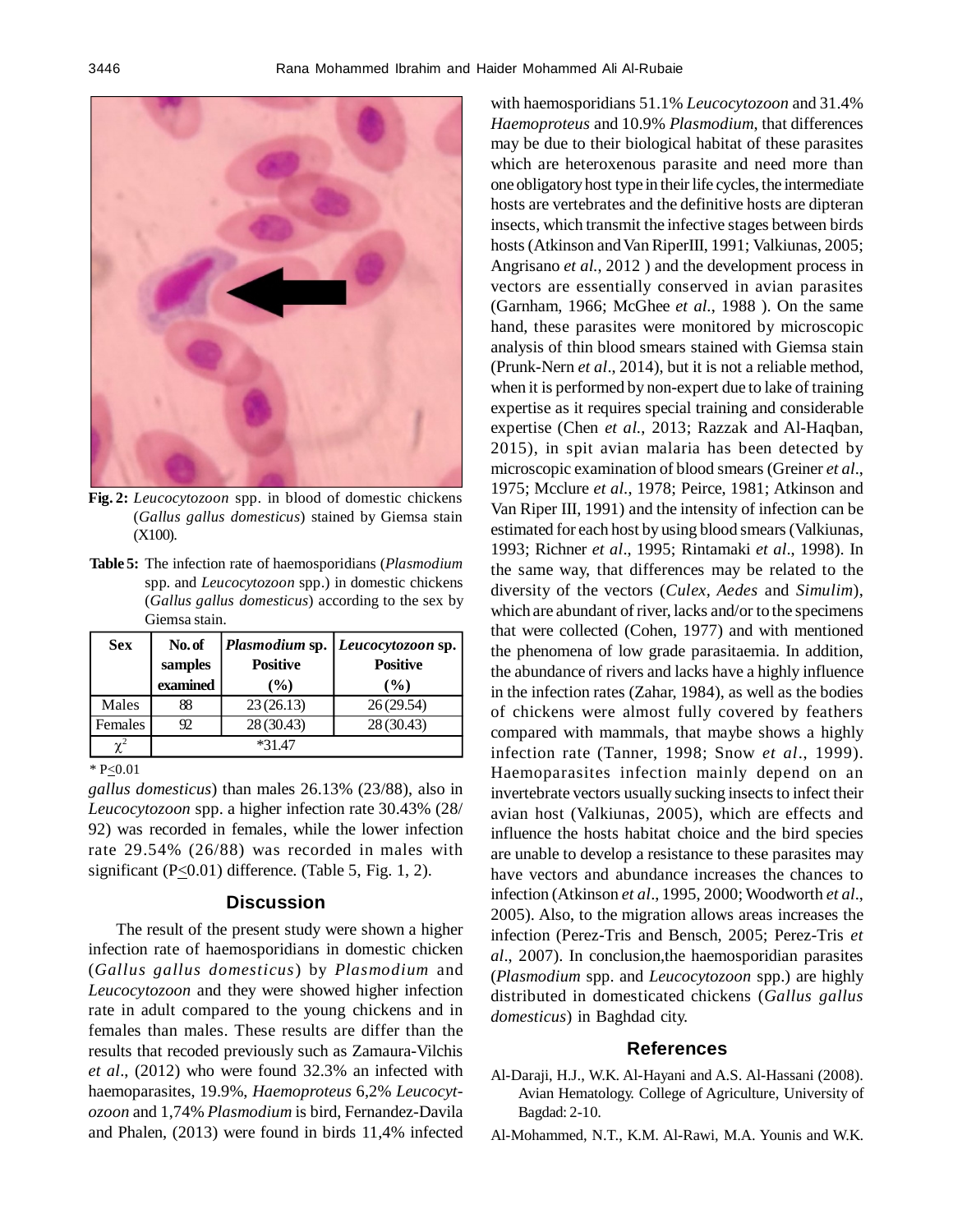Fig. 2: *Leucocytozoon* spp. in blood of domestic chickens (*Gallus gallus domesticus*) stained by Giemsa stain (X100).

Table 5: The infection rate of haemosporidians (*Plasmodium* spp. and *Leucocytozoon* spp.) in domestic chickens (*Gallus gallus domesticus*) according to the sex by Giemsa stain.

| Sex | No. of samples examined | *Plasmodium* sp. Positive (%) | *Leucocytozoon* sp. Positive (%) |
|---|---|---|---|
| Males | 88 | 23 (26.13) | 26 (29.54) |
| Females | 92 | 28 (30.43) | 28 (30.43) |
| $\chi^2$ | *31.47 | | |

* P≤0.01

*gallus domesticus*) than males 26.13% (23/88), also in *Leucocytozoon* spp. a higher infection rate 30.43% (28/92) was recorded in females, while the lower infection rate 29.54% (26/88) was recorded in males with significant (P≤0.01) difference. (Table 5, Fig. 1, 2).

## Discussion

The result of the present study were shown a higher infection rate of haemosporidians in domestic chicken (*Gallus gallus domesticus*) by *Plasmodium* and *Leucocytozoon* and they were showed higher infection rate in adult compared to the young chickens and in females than males. These results are differ than the results that recoded previously such as Zamaura-Vilchis *et al*., (2012) who were found 32.3% an infected with haemoparasites, 19.9%, *Haemoproteus* 6,2% *Leucocytozoon* and 1,74% *Plasmodium* is bird, Fernandez-Davila and Phalen, (2013) were found in birds 11,4% infected with haemosporidians 51.1% *Leucocytozoon* and 31.4% *Haemoproteus* and 10.9% *Plasmodium*, that differences may be due to their biological habitat of these parasites which are heteroxenous parasite and need more than one obligatory host type in their life cycles, the intermediate hosts are vertebrates and the definitive hosts are dipteran insects, which transmit the infective stages between birds hosts (Atkinson and Van RiperIII, 1991; Valkiunas, 2005; Angrisano *et al.*, 2012 ) and the development process in vectors are essentially conserved in avian parasites (Garnham, 1966; McGhee *et al*., 1988 ). On the same hand, these parasites were monitored by microscopic analysis of thin blood smears stained with Giemsa stain (Prunk-Nern *et al*., 2014), but it is not a reliable method, when it is performed by non-expert due to lake of training expertise as it requires special training and considerable expertise (Chen *et al.*, 2013; Razzak and Al-Haqban, 2015), in spit avian malaria has been detected by microscopic examination of blood smears (Greiner *et al*., 1975; Mcclure *et al*., 1978; Peirce, 1981; Atkinson and Van Riper III, 1991) and the intensity of infection can be estimated for each host by using blood smears (Valkiunas, 1993; Richner *et al*., 1995; Rintamaki *et al*., 1998). In the same way, that differences may be related to the diversity of the vectors (*Culex, Aedes* and *Simulim*), which are abundant of river, lacks and/or to the specimens that were collected (Cohen, 1977) and with mentioned the phenomena of low grade parasitaemia. In addition, the abundance of rivers and lacks have a highly influence in the infection rates (Zahar, 1984), as well as the bodies of chickens were almost fully covered by feathers compared with mammals, that maybe shows a highly infection rate (Tanner, 1998; Snow *et al*., 1999). Haemoparasites infection mainly depend on an invertebrate vectors usually sucking insects to infect their avian host (Valkiunas, 2005), which are effects and influence the hosts habitat choice and the bird species are unable to develop a resistance to these parasites may have vectors and abundance increases the chances to infection (Atkinson *et al*., 1995, 2000; Woodworth *et al*., 2005). Also, to the migration allows areas increases the infection (Perez-Tris and Bensch, 2005; Perez-Tris *et al*., 2007). In conclusion,the haemosporidian parasites (*Plasmodium* spp. and *Leucocytozoon* spp.) are highly distributed in domesticated chickens (*Gallus gallus domesticus*) in Baghdad city.

## References

Al-Daraji, H.J., W.K. Al-Hayani and A.S. Al-Hassani (2008). Avian Hematology. College of Agriculture, University of Bagdad: 2-10.

Al-Mohammed, N.T., K.M. Al-Rawi, M.A. Younis and W.K.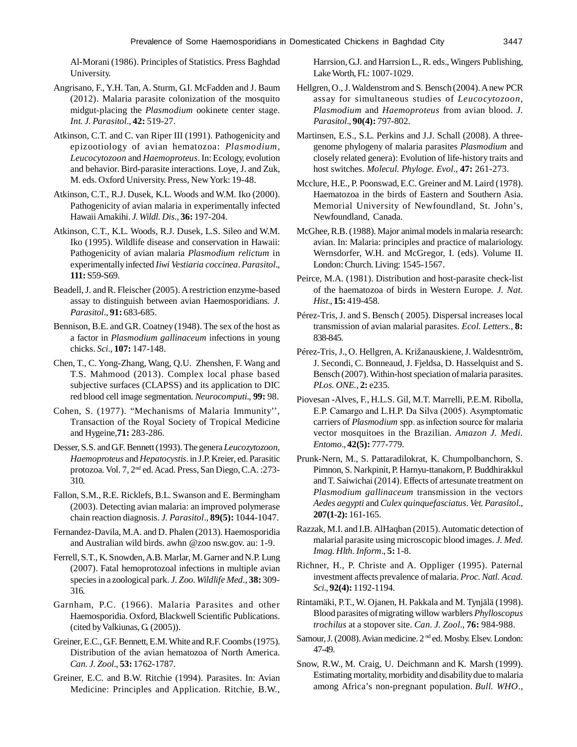Al-Morani (1986). Principles of Statistics. Press Baghdad University.

Angrisano, F., Y.H. Tan, A. Sturm, G.I. McFadden and J. Baum (2012). Malaria parasite colonization of the mosquito midgut-placing the *Plasmodium* ookinete center stage. *Int. J. Parasitol*., **42:** 519-27.

Atkinson, C.T. and C. van Riper III (1991). Pathogenicity and epizootiology of avian hematozoa: *Plasmodium*, *Leucocytozoon* and *Haemoproteus*. In: Ecology, evolution and behavior. Bird-parasite interactions. Loye, J. and Zuk, M. eds. Oxford University. Press, New York: 19-48.

Atkinson, C.T., R.J. Dusek, K.L. Woods and W.M. Iko (2000). Pathogenicity of avian malaria in experimentally infected Hawaii Amakihi. *J. Wildl. Dis*., **36:** 197-204.

Atkinson, C.T., K.L. Woods, R.J. Dusek, L.S. Sileo and W.M. Iko (1995). Wildlife disease and conservation in Hawaii: Pathogenicity of avian malaria *Plasmodium relictum* in experimentally infected *Iiwi Vestiaria coccinea*. *Parasitol*., **111:** S59-S69.

Beadell, J. and R. Fleischer (2005). A restriction enzyme-based assay to distinguish between avian Haemosporidians. *J. Parasitol*., **91:** 683-685.

Bennison, B.E. and G.R. Coatney (1948). The sex of the host as a factor in *Plasmodium gallinaceum* infections in young chicks. *Sci*., **107:** 147-148.

Chen, T., C. Yong-Zhang, Wang, Q.U. Zhenshen, F. Wang and T.S. Mahmood (2013). Complex local phase based subjective surfaces (CLAPSS) and its application to DIC red blood cell image segmentation. *Neurocomputi*., **99:** 98.

Cohen, S. (1977). "Mechanisms of Malaria Immunity'', Transaction of the Royal Society of Tropical Medicine and Hygeine,**71:** 283-286.

Desser, S.S. and G.F. Bennett (1993). The genera *Leucozytozoon*, *Haemoproteus* and *Hepatocystis*. in J.P. Kreier, ed. Parasitic protozoa. Vol. 7, 2nd ed. Acad. Press, San Diego, C.A. :273-310.

Fallon, S.M., R.E. Ricklefs, B.L. Swanson and E. Bermingham (2003). Detecting avian malaria: an improved polymerase chain reaction diagnosis. *J. Parasitol*., **89(5):** 1044-1047.

Fernandez-Davila, M.A. and D. Phalen (2013). Haemosporidia and Australian wild birds. awhn @zoo nsw.gov. au: 1-9.

Ferrell, S.T., K. Snowden, A.B. Marlar, M. Garner and N.P. Lung (2007). Fatal hemoprotozoal infections in multiple avian species in a zoological park. *J. Zoo. Wildlife Med*., **38:** 309-316.

Garnham, P.C. (1966). Malaria Parasites and other Haemosporidia. Oxford, Blackwell Scientific Publications. (cited by Valkiunas, G. (2005)).

Greiner, E.C., G.F. Bennett, E.M. White and R.F. Coombs (1975). Distribution of the avian hematozoa of North America. *Can. J. Zool*., **53:** 1762-1787.

Greiner, E.C. and B.W. Ritchie (1994). Parasites. In: Avian Medicine: Principles and Application. Ritchie, B.W., Harrsion, G.J. and Harrsion L., R. eds., Wingers Publishing, Lake Worth, FL: 1007-1029.

Hellgren, O., J. Waldenstrom and S. Bensch (2004). A new PCR assay for simultaneous studies of *Leucocytozoon*, *Plasmodium* and *Haemoproteus* from avian blood. *J. Parasitol*., **90(4):** 797-802.

Martinsen, E.S., S.L. Perkins and J.J. Schall (2008). A three-genome phylogeny of malaria parasites *Plasmodium* and closely related genera): Evolution of life-history traits and host switches. *Molecul. Phyloge. Evol*., **47:** 261-273.

Mcclure, H.E., P. Poonswad, E.C. Greiner and M. Laird (1978). Haematozoa in the birds of Eastern and Southern Asia. Memorial University of Newfoundland, St. John's, Newfoundland, Canada.

McGhee, R.B. (1988). Major animal models in malaria research: avian. In: Malaria: principles and practice of malariology. Wernsdorfer, W.H. and McGregor, I. (eds). Volume II. London: Church. Living: 1545-1567.

Peirce, M.A. (1981). Distribution and host-parasite check-list of the haematozoa of birds in Western Europe. *J. Nat. Hist*., **15:** 419-458.

Pérez-Tris, J. and S. Bensch ( 2005). Dispersal increases local transmission of avian malarial parasites. *Ecol. Letters*., **8:** 838-845.

Pérez-Tris, J., O. Hellgren, A. Križanauskiene, J. Waldesntröm, J. Secondi, C. Bonneaud, J. Fjeldsa, D. Hasselquist and S. Bensch (2007). Within-host speciation of malaria parasites. *PLos. ONE.*, **2:** e235.

Piovesan -Alves, F., H.L.S. Gil, M.T. Marrelli, P.E.M. Ribolla, E.P. Camargo and L.H.P. Da Silva (2005). Asymptomatic carriers of *Plasmodium* spp. as infection source for malaria vector mosquitoes in the Brazilian. *Amazon J. Medi. Entomo*., **42(5):** 777-779.

Prunk-Nern, M., S. Pattaradilokrat, K. Chumpolbanchorn, S. Pimnon, S. Narkpinit, P. Harnyu-ttanakorn, P. Buddhirakkul and T. Saiwichai (2014). Effects of artesunate treatment on *Plasmodium gallinaceum* transmission in the vectors *Aedes aegypti* and *Culex quinquefasciatus*. *Vet. Parasitol*., **207(1-2):** 161-165.

Razzak, M.I. and I.B. AlHaqban (2015). Automatic detection of malarial parasite using microscopic blood images. *J. Med. Imag. Hlth. Inform*., **5:** 1-8.

Richner, H., P. Christe and A. Oppliger (1995). Paternal investment affects prevalence of malaria. *Proc. Natl. Acad. Sci*., **92(4):** 1192-1194.

Rintamäki, P.T., W. Ojanen, H. Pakkala and M. Tynjälä (1998). Blood parasites of migrating willow warblers *Phylloscopus trochilus* at a stopover site. *Can. J. Zool*., **76:** 984-988.

Samour, J. (2008). Avian medicine. 2nd ed. Mosby. Elsev. London: 47-49.

Snow, R.W., M. Craig, U. Deichmann and K. Marsh (1999). Estimating mortality, morbidity and disability due to malaria among Africa's non-pregnant population. *Bull. WHO*.,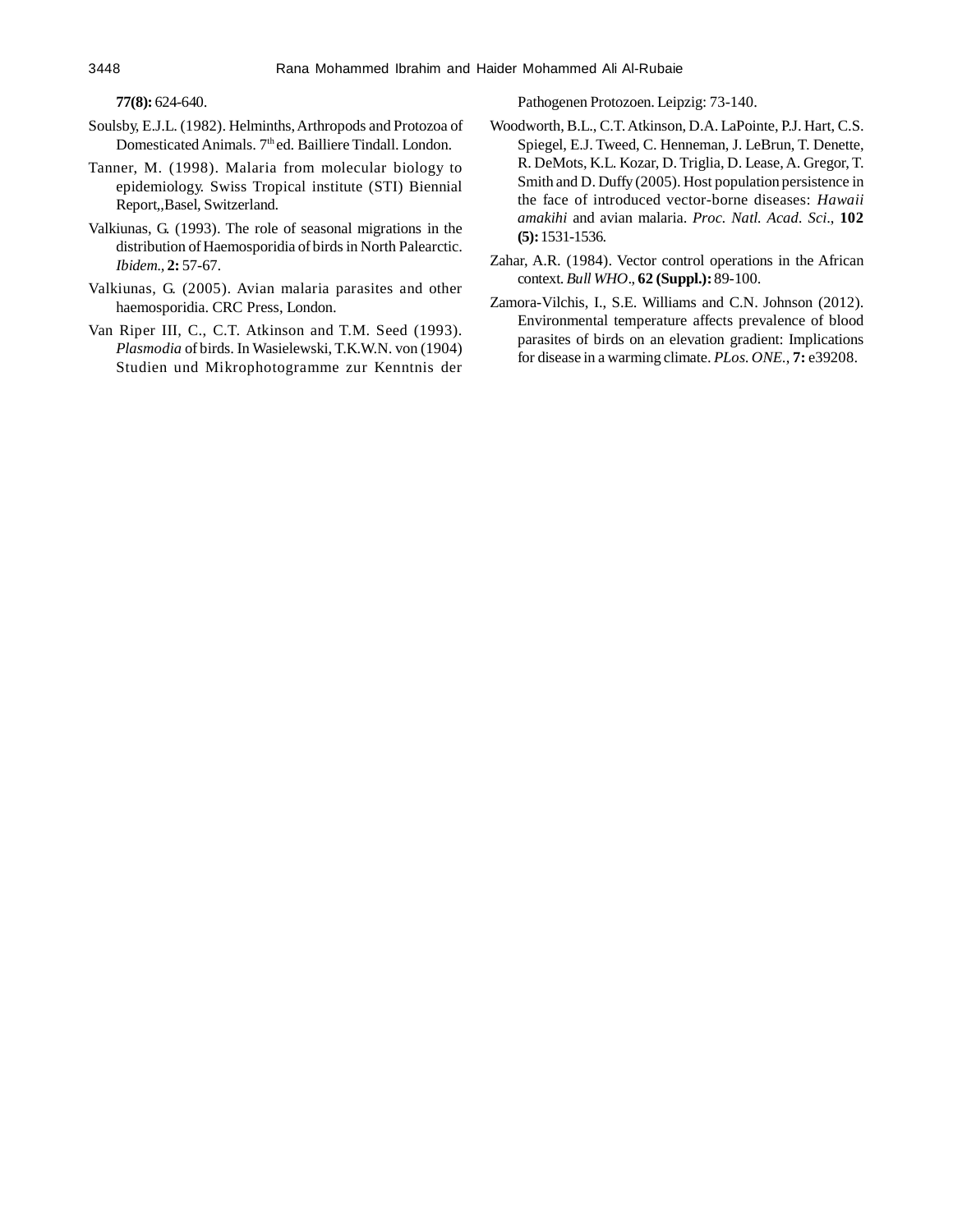**77(8):** 624-640.

Soulsby, E.J.L. (1982). Helminths, Arthropods and Protozoa of Domesticated Animals. 7th ed. Bailliere Tindall. London.

Tanner, M. (1998). Malaria from molecular biology to epidemiology. Swiss Tropical institute (STI) Biennial Report,,Basel, Switzerland.

Valkiunas, G. (1993). The role of seasonal migrations in the distribution of Haemosporidia of birds in North Palearctic. *Ibidem.*, **2:** 57-67.

Valkiunas, G. (2005). Avian malaria parasites and other haemosporidia. CRC Press, London.

Van Riper III, C., C.T. Atkinson and T.M. Seed (1993). *Plasmodia* of birds. In Wasielewski, T.K.W.N. von (1904) Studien und Mikrophotogramme zur Kenntnis der Pathogenen Protozoen. Leipzig: 73-140.

Woodworth, B.L., C.T. Atkinson, D.A. LaPointe, P.J. Hart, C.S. Spiegel, E.J. Tweed, C. Henneman, J. LeBrun, T. Denette, R. DeMots, K.L. Kozar, D. Triglia, D. Lease, A. Gregor, T. Smith and D. Duffy (2005). Host population persistence in the face of introduced vector-borne diseases: *Hawaii amakihi* and avian malaria. *Proc. Natl. Acad. Sci*., **102 (5):** 1531-1536.

Zahar, A.R. (1984). Vector control operations in the African context. *Bull WHO*., **62 (Suppl.):** 89-100.

Zamora-Vilchis, I., S.E. Williams and C.N. Johnson (2012). Environmental temperature affects prevalence of blood parasites of birds on an elevation gradient: Implications for disease in a warming climate. *PLos. ONE.*, **7:** e39208.